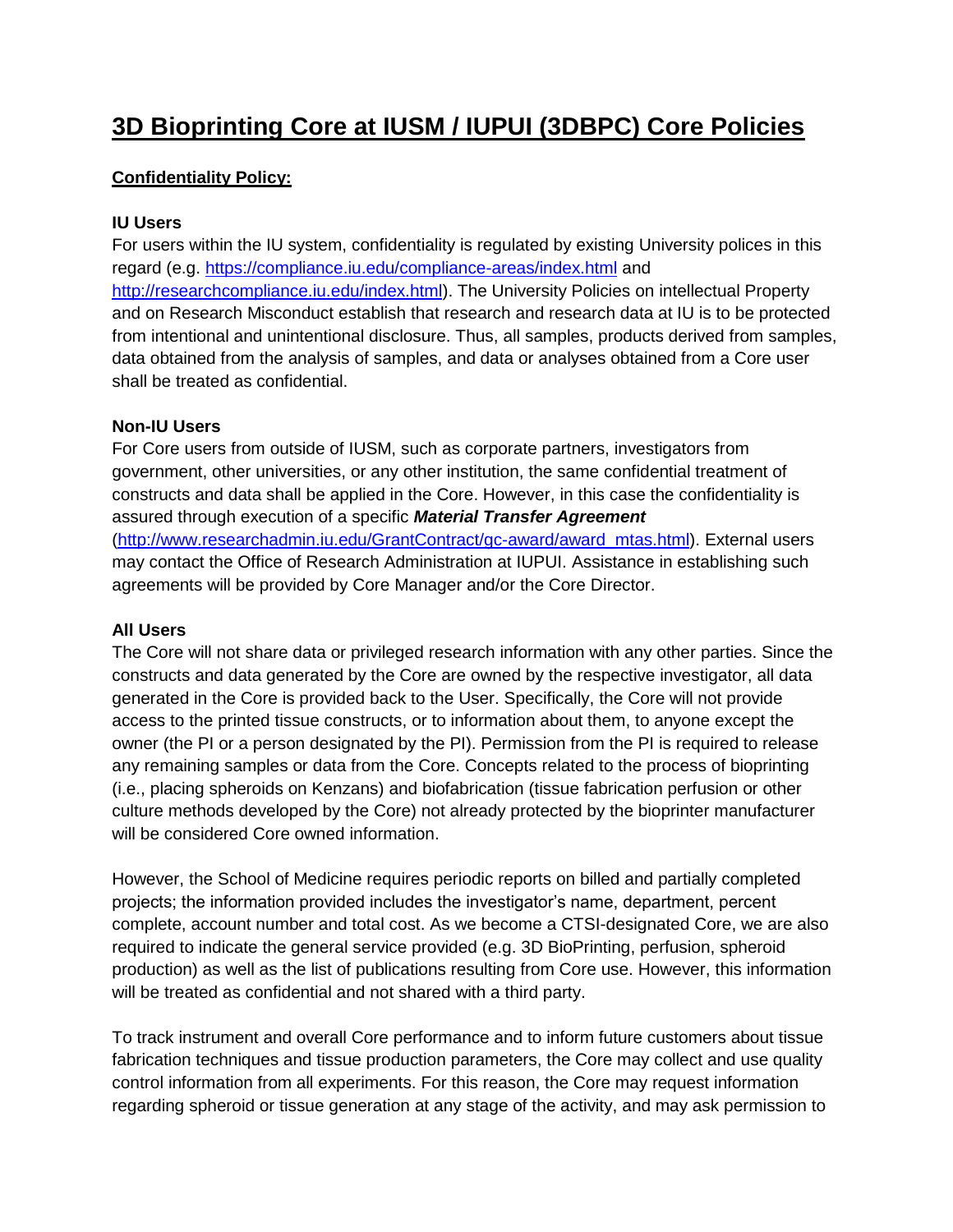# 3D Bioprinting Core at IUSM / IUPUI (3DBPC) Core Policies

## Confidentiality Policy:

### IU Users

For users within the IU system, confidentiality is regulated by existing University polices in this regard (e.g. https://compliance.iu.edu/compliance-areas/index.html and http://researchcompliance.iu.edu/index.html). The University Policies on intellectual Property and on Research Misconduct establish that research and research data at IU is to be protected from intentional and unintentional disclosure. Thus, all samples, products derived from samples, data obtained from the analysis of samples, and data or analyses obtained from a Core user shall be treated as confidential.

### Non-IU Users

For Core users from outside of IUSM, such as corporate partners, investigators from government, other universities, or any other institution, the same confidential treatment of constructs and data shall be applied in the Core. However, in this case the confidentiality is assured through execution of a specific ***Material Transfer Agreement*** (http://www.researchadmin.iu.edu/GrantContract/gc-award/award_mtas.html). External users may contact the Office of Research Administration at IUPUI. Assistance in establishing such agreements will be provided by Core Manager and/or the Core Director.

### All Users

The Core will not share data or privileged research information with any other parties. Since the constructs and data generated by the Core are owned by the respective investigator, all data generated in the Core is provided back to the User. Specifically, the Core will not provide access to the printed tissue constructs, or to information about them, to anyone except the owner (the PI or a person designated by the PI). Permission from the PI is required to release any remaining samples or data from the Core. Concepts related to the process of bioprinting (i.e., placing spheroids on Kenzans) and biofabrication (tissue fabrication perfusion or other culture methods developed by the Core) not already protected by the bioprinter manufacturer will be considered Core owned information.

However, the School of Medicine requires periodic reports on billed and partially completed projects; the information provided includes the investigator's name, department, percent complete, account number and total cost. As we become a CTSI-designated Core, we are also required to indicate the general service provided (e.g. 3D BioPrinting, perfusion, spheroid production) as well as the list of publications resulting from Core use. However, this information will be treated as confidential and not shared with a third party.

To track instrument and overall Core performance and to inform future customers about tissue fabrication techniques and tissue production parameters, the Core may collect and use quality control information from all experiments. For this reason, the Core may request information regarding spheroid or tissue generation at any stage of the activity, and may ask permission to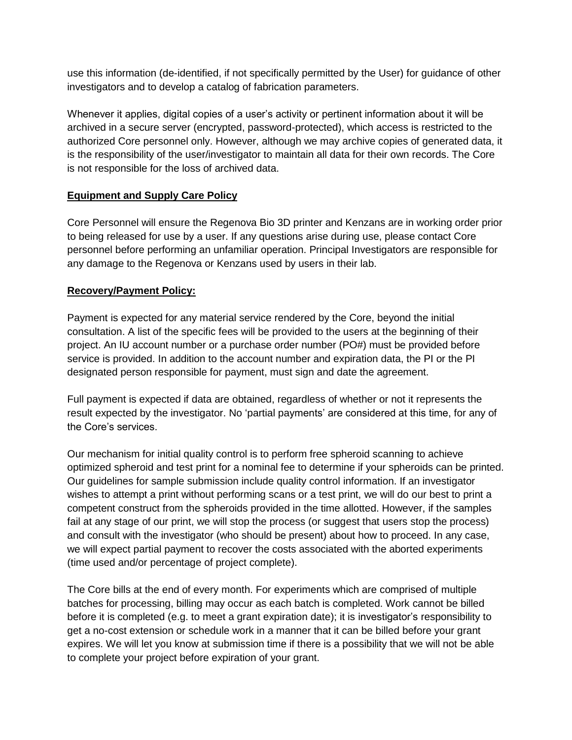use this information (de-identified, if not specifically permitted by the User) for guidance of other investigators and to develop a catalog of fabrication parameters.

Whenever it applies, digital copies of a user's activity or pertinent information about it will be archived in a secure server (encrypted, password-protected), which access is restricted to the authorized Core personnel only. However, although we may archive copies of generated data, it is the responsibility of the user/investigator to maintain all data for their own records. The Core is not responsible for the loss of archived data.

**Equipment and Supply Care Policy**

Core Personnel will ensure the Regenova Bio 3D printer and Kenzans are in working order prior to being released for use by a user. If any questions arise during use, please contact Core personnel before performing an unfamiliar operation. Principal Investigators are responsible for any damage to the Regenova or Kenzans used by users in their lab.

**Recovery/Payment Policy:**

Payment is expected for any material service rendered by the Core, beyond the initial consultation. A list of the specific fees will be provided to the users at the beginning of their project. An IU account number or a purchase order number (PO#) must be provided before service is provided. In addition to the account number and expiration data, the PI or the PI designated person responsible for payment, must sign and date the agreement.

Full payment is expected if data are obtained, regardless of whether or not it represents the result expected by the investigator. No 'partial payments' are considered at this time, for any of the Core's services.

Our mechanism for initial quality control is to perform free spheroid scanning to achieve optimized spheroid and test print for a nominal fee to determine if your spheroids can be printed. Our guidelines for sample submission include quality control information. If an investigator wishes to attempt a print without performing scans or a test print, we will do our best to print a competent construct from the spheroids provided in the time allotted. However, if the samples fail at any stage of our print, we will stop the process (or suggest that users stop the process) and consult with the investigator (who should be present) about how to proceed. In any case, we will expect partial payment to recover the costs associated with the aborted experiments (time used and/or percentage of project complete).

The Core bills at the end of every month. For experiments which are comprised of multiple batches for processing, billing may occur as each batch is completed. Work cannot be billed before it is completed (e.g. to meet a grant expiration date); it is investigator's responsibility to get a no-cost extension or schedule work in a manner that it can be billed before your grant expires. We will let you know at submission time if there is a possibility that we will not be able to complete your project before expiration of your grant.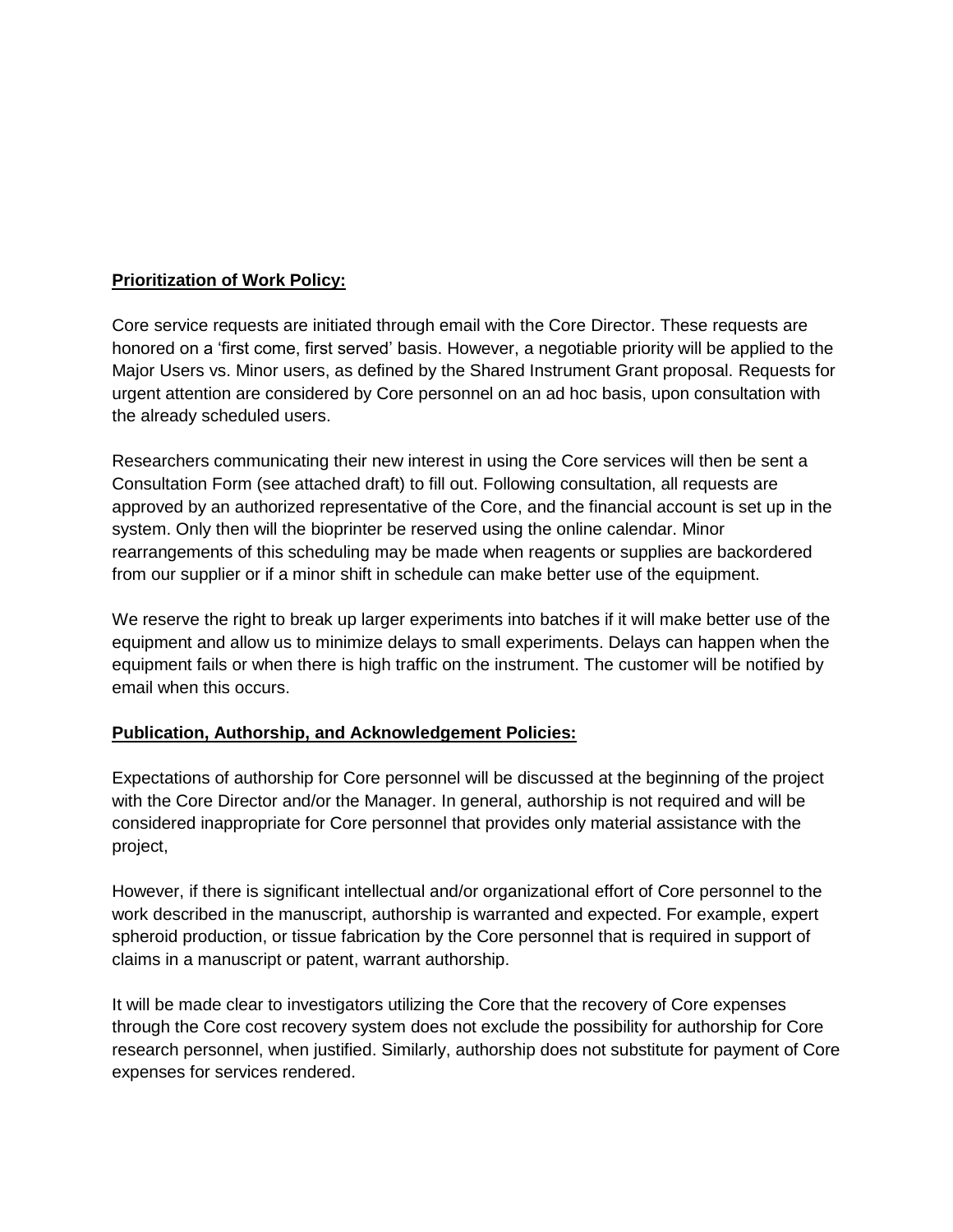**Prioritization of Work Policy:**

Core service requests are initiated through email with the Core Director. These requests are honored on a 'first come, first served' basis. However, a negotiable priority will be applied to the Major Users vs. Minor users, as defined by the Shared Instrument Grant proposal. Requests for urgent attention are considered by Core personnel on an ad hoc basis, upon consultation with the already scheduled users.

Researchers communicating their new interest in using the Core services will then be sent a Consultation Form (see attached draft) to fill out. Following consultation, all requests are approved by an authorized representative of the Core, and the financial account is set up in the system. Only then will the bioprinter be reserved using the online calendar. Minor rearrangements of this scheduling may be made when reagents or supplies are backordered from our supplier or if a minor shift in schedule can make better use of the equipment.

We reserve the right to break up larger experiments into batches if it will make better use of the equipment and allow us to minimize delays to small experiments. Delays can happen when the equipment fails or when there is high traffic on the instrument. The customer will be notified by email when this occurs.

**Publication, Authorship, and Acknowledgement Policies:**

Expectations of authorship for Core personnel will be discussed at the beginning of the project with the Core Director and/or the Manager. In general, authorship is not required and will be considered inappropriate for Core personnel that provides only material assistance with the project,

However, if there is significant intellectual and/or organizational effort of Core personnel to the work described in the manuscript, authorship is warranted and expected. For example, expert spheroid production, or tissue fabrication by the Core personnel that is required in support of claims in a manuscript or patent, warrant authorship.

It will be made clear to investigators utilizing the Core that the recovery of Core expenses through the Core cost recovery system does not exclude the possibility for authorship for Core research personnel, when justified. Similarly, authorship does not substitute for payment of Core expenses for services rendered.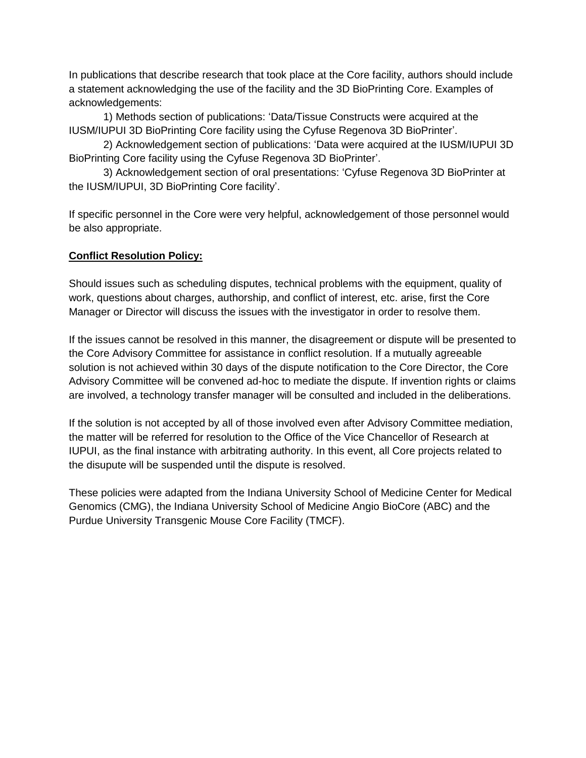In publications that describe research that took place at the Core facility, authors should include a statement acknowledging the use of the facility and the 3D BioPrinting Core. Examples of acknowledgements:

1) Methods section of publications: ‘Data/Tissue Constructs were acquired at the IUSM/IUPUI 3D BioPrinting Core facility using the Cyfuse Regenova 3D BioPrinter’.

2) Acknowledgement section of publications: ‘Data were acquired at the IUSM/IUPUI 3D BioPrinting Core facility using the Cyfuse Regenova 3D BioPrinter’.

3) Acknowledgement section of oral presentations: ‘Cyfuse Regenova 3D BioPrinter at the IUSM/IUPUI, 3D BioPrinting Core facility’.

If specific personnel in the Core were very helpful, acknowledgement of those personnel would be also appropriate.

**Conflict Resolution Policy:**

Should issues such as scheduling disputes, technical problems with the equipment, quality of work, questions about charges, authorship, and conflict of interest, etc. arise, first the Core Manager or Director will discuss the issues with the investigator in order to resolve them.

If the issues cannot be resolved in this manner, the disagreement or dispute will be presented to the Core Advisory Committee for assistance in conflict resolution. If a mutually agreeable solution is not achieved within 30 days of the dispute notification to the Core Director, the Core Advisory Committee will be convened ad-hoc to mediate the dispute. If invention rights or claims are involved, a technology transfer manager will be consulted and included in the deliberations.

If the solution is not accepted by all of those involved even after Advisory Committee mediation, the matter will be referred for resolution to the Office of the Vice Chancellor of Research at IUPUI, as the final instance with arbitrating authority. In this event, all Core projects related to the disupute will be suspended until the dispute is resolved.

These policies were adapted from the Indiana University School of Medicine Center for Medical Genomics (CMG), the Indiana University School of Medicine Angio BioCore (ABC) and the Purdue University Transgenic Mouse Core Facility (TMCF).